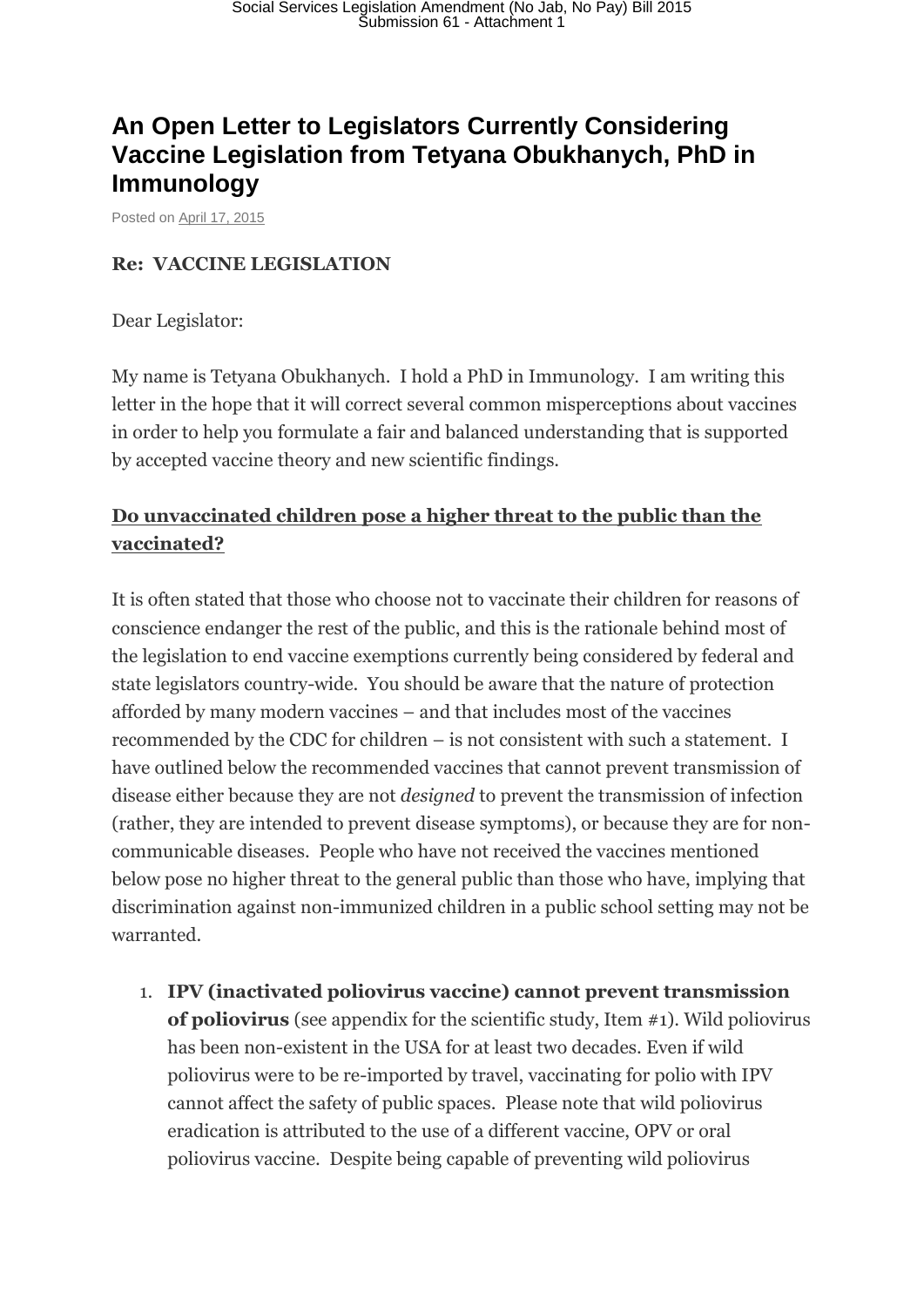# An Open Letter to Legislators Currently Considering Vaccine Legislation from Tetyana Obukhanych, PhD in Immunology

Posted on April 17, 2015

**Re: VACCINE LEGISLATION**

Dear Legislator:

My name is Tetyana Obukhanych. I hold a PhD in Immunology. I am writing this letter in the hope that it will correct several common misperceptions about vaccines in order to help you formulate a fair and balanced understanding that is supported by accepted vaccine theory and new scientific findings.

## **Do unvaccinated children pose a higher threat to the public than the vaccinated?**

It is often stated that those who choose not to vaccinate their children for reasons of conscience endanger the rest of the public, and this is the rationale behind most of the legislation to end vaccine exemptions currently being considered by federal and state legislators country-wide. You should be aware that the nature of protection afforded by many modern vaccines – and that includes most of the vaccines recommended by the CDC for children – is not consistent with such a statement. I have outlined below the recommended vaccines that cannot prevent transmission of disease either because they are not *designed* to prevent the transmission of infection (rather, they are intended to prevent disease symptoms), or because they are for non-communicable diseases. People who have not received the vaccines mentioned below pose no higher threat to the general public than those who have, implying that discrimination against non-immunized children in a public school setting may not be warranted.

1. **IPV (inactivated poliovirus vaccine) cannot prevent transmission of poliovirus** (see appendix for the scientific study, Item #1). Wild poliovirus has been non-existent in the USA for at least two decades. Even if wild poliovirus were to be re-imported by travel, vaccinating for polio with IPV cannot affect the safety of public spaces. Please note that wild poliovirus eradication is attributed to the use of a different vaccine, OPV or oral poliovirus vaccine. Despite being capable of preventing wild poliovirus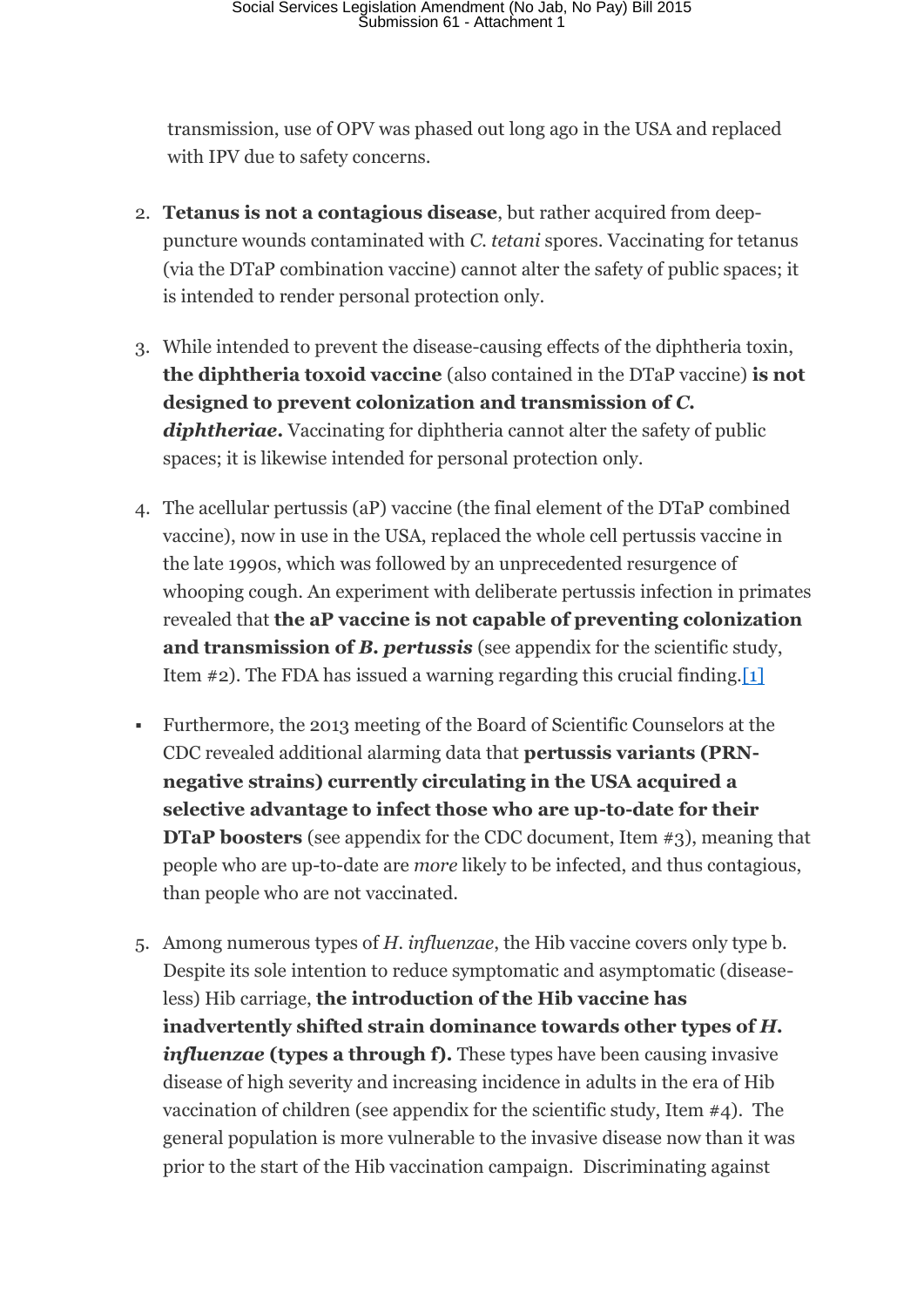transmission, use of OPV was phased out long ago in the USA and replaced with IPV due to safety concerns.

2. **Tetanus is not a contagious disease**, but rather acquired from deep-puncture wounds contaminated with *C. tetani* spores. Vaccinating for tetanus (via the DTaP combination vaccine) cannot alter the safety of public spaces; it is intended to render personal protection only.

3. While intended to prevent the disease-causing effects of the diphtheria toxin, **the diphtheria toxoid vaccine** (also contained in the DTaP vaccine) **is not designed to prevent colonization and transmission of *C. diphtheriae*.** Vaccinating for diphtheria cannot alter the safety of public spaces; it is likewise intended for personal protection only.

4. The acellular pertussis (aP) vaccine (the final element of the DTaP combined vaccine), now in use in the USA, replaced the whole cell pertussis vaccine in the late 1990s, which was followed by an unprecedented resurgence of whooping cough. An experiment with deliberate pertussis infection in primates revealed that **the aP vaccine is not capable of preventing colonization and transmission of *B. pertussis*** (see appendix for the scientific study, Item #2). The FDA has issued a warning regarding this crucial finding.[1]

- Furthermore, the 2013 meeting of the Board of Scientific Counselors at the CDC revealed additional alarming data that **pertussis variants (PRN-negative strains) currently circulating in the USA acquired a selective advantage to infect those who are up-to-date for their DTaP boosters** (see appendix for the CDC document, Item #3), meaning that people who are up-to-date are *more* likely to be infected, and thus contagious, than people who are not vaccinated.

5. Among numerous types of *H. influenzae*, the Hib vaccine covers only type b. Despite its sole intention to reduce symptomatic and asymptomatic (disease-less) Hib carriage, **the introduction of the Hib vaccine has inadvertently shifted strain dominance towards other types of *H. influenzae* (types a through f).** These types have been causing invasive disease of high severity and increasing incidence in adults in the era of Hib vaccination of children (see appendix for the scientific study, Item #4). The general population is more vulnerable to the invasive disease now than it was prior to the start of the Hib vaccination campaign. Discriminating against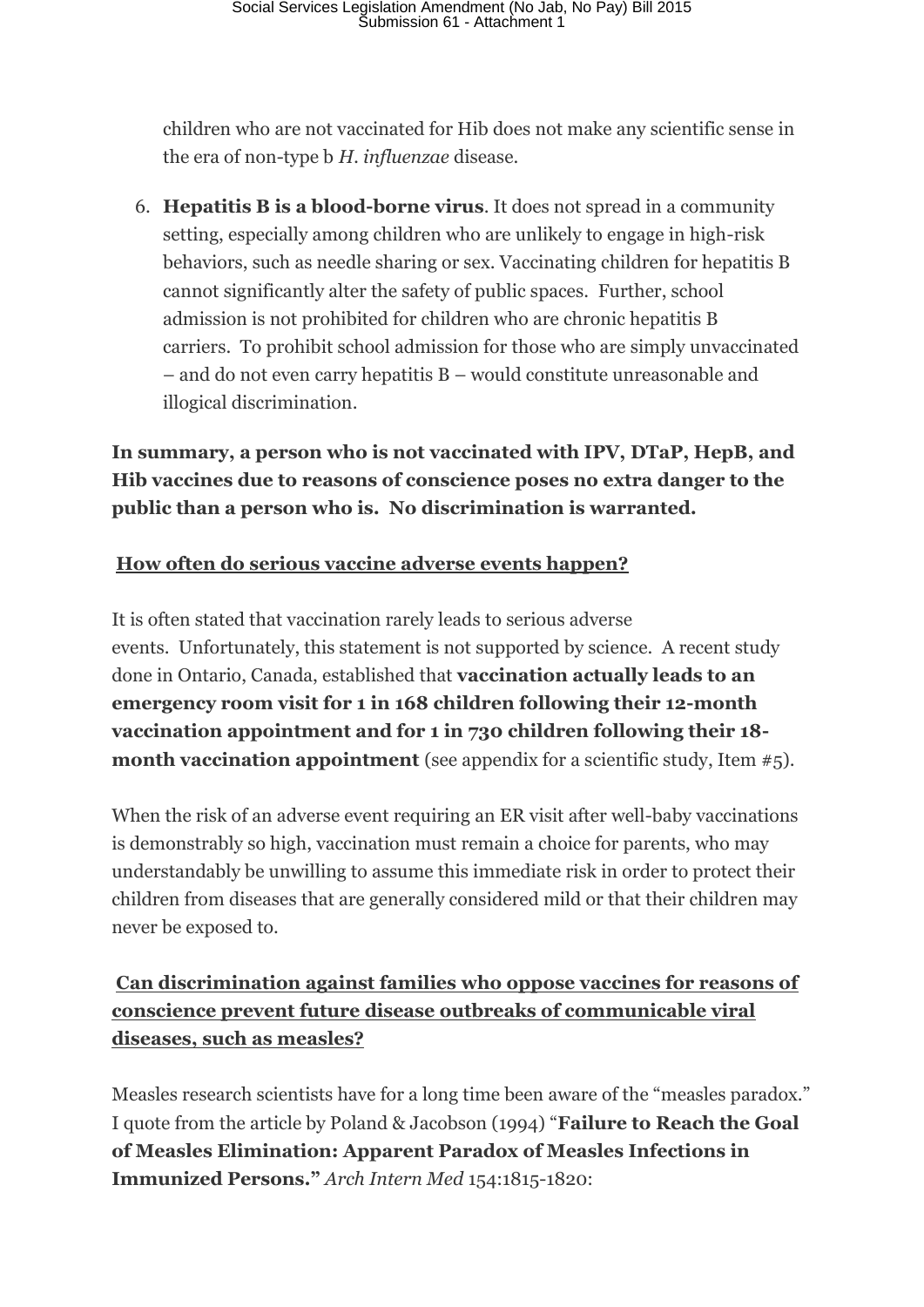children who are not vaccinated for Hib does not make any scientific sense in the era of non-type b *H. influenzae* disease.

6. **Hepatitis B is a blood-borne virus**. It does not spread in a community setting, especially among children who are unlikely to engage in high-risk behaviors, such as needle sharing or sex. Vaccinating children for hepatitis B cannot significantly alter the safety of public spaces. Further, school admission is not prohibited for children who are chronic hepatitis B carriers. To prohibit school admission for those who are simply unvaccinated – and do not even carry hepatitis B – would constitute unreasonable and illogical discrimination.

**In summary, a person who is not vaccinated with IPV, DTaP, HepB, and Hib vaccines due to reasons of conscience poses no extra danger to the public than a person who is. No discrimination is warranted.**

## How often do serious vaccine adverse events happen?

It is often stated that vaccination rarely leads to serious adverse events. Unfortunately, this statement is not supported by science. A recent study done in Ontario, Canada, established that **vaccination actually leads to an emergency room visit for 1 in 168 children following their 12-month vaccination appointment and for 1 in 730 children following their 18-month vaccination appointment** (see appendix for a scientific study, Item #5).

When the risk of an adverse event requiring an ER visit after well-baby vaccinations is demonstrably so high, vaccination must remain a choice for parents, who may understandably be unwilling to assume this immediate risk in order to protect their children from diseases that are generally considered mild or that their children may never be exposed to.

## Can discrimination against families who oppose vaccines for reasons of conscience prevent future disease outbreaks of communicable viral diseases, such as measles?

Measles research scientists have for a long time been aware of the "measles paradox." I quote from the article by Poland & Jacobson (1994) "**Failure to Reach the Goal of Measles Elimination: Apparent Paradox of Measles Infections in Immunized Persons.**" *Arch Intern Med* 154:1815-1820: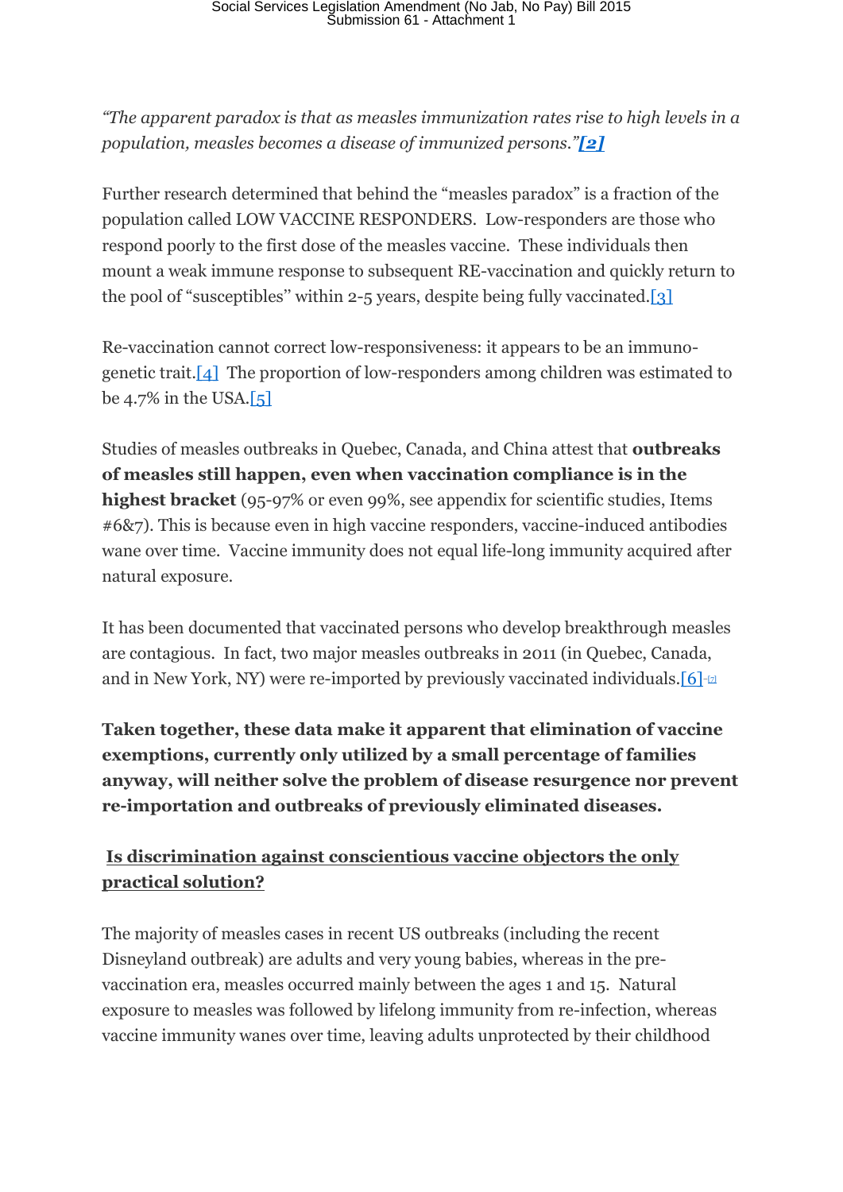*"The apparent paradox is that as measles immunization rates rise to high levels in a population, measles becomes a disease of immunized persons."**[2]***

Further research determined that behind the "measles paradox" is a fraction of the population called LOW VACCINE RESPONDERS. Low-responders are those who respond poorly to the first dose of the measles vaccine. These individuals then mount a weak immune response to subsequent RE-vaccination and quickly return to the pool of "susceptibles" within 2-5 years, despite being fully vaccinated.[3]

Re-vaccination cannot correct low-responsiveness: it appears to be an immuno-genetic trait.[4] The proportion of low-responders among children was estimated to be 4.7% in the USA.[5]

Studies of measles outbreaks in Quebec, Canada, and China attest that **outbreaks of measles still happen, even when vaccination compliance is in the highest bracket** (95-97% or even 99%, see appendix for scientific studies, Items #6&7). This is because even in high vaccine responders, vaccine-induced antibodies wane over time. Vaccine immunity does not equal life-long immunity acquired after natural exposure.

It has been documented that vaccinated persons who develop breakthrough measles are contagious. In fact, two major measles outbreaks in 2011 (in Quebec, Canada, and in New York, NY) were re-imported by previously vaccinated individuals.[6][7]

**Taken together, these data make it apparent that elimination of vaccine exemptions, currently only utilized by a small percentage of families anyway, will neither solve the problem of disease resurgence nor prevent re-importation and outbreaks of previously eliminated diseases.**

## Is discrimination against conscientious vaccine objectors the only practical solution?

The majority of measles cases in recent US outbreaks (including the recent Disneyland outbreak) are adults and very young babies, whereas in the pre-vaccination era, measles occurred mainly between the ages 1 and 15. Natural exposure to measles was followed by lifelong immunity from re-infection, whereas vaccine immunity wanes over time, leaving adults unprotected by their childhood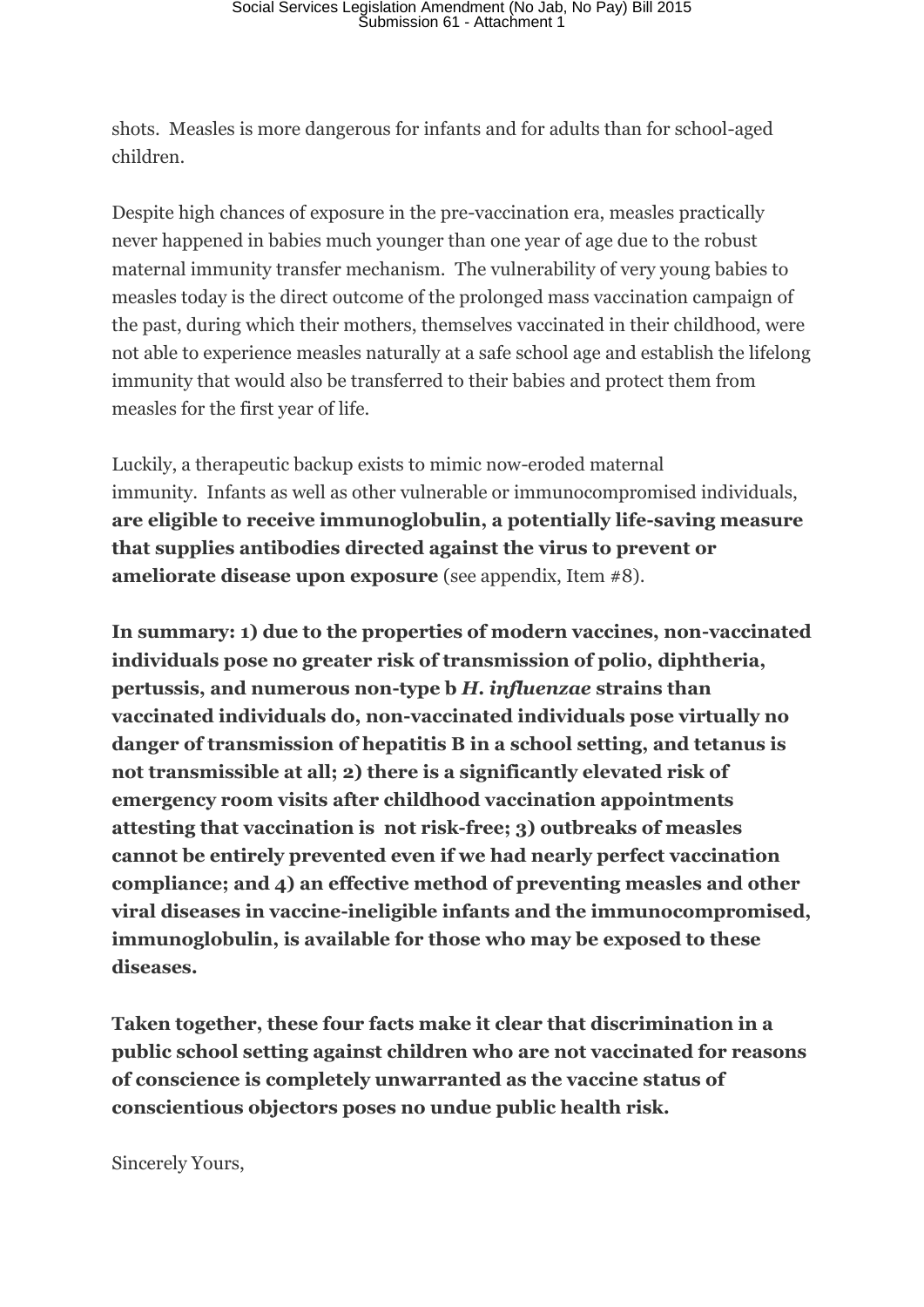shots. Measles is more dangerous for infants and for adults than for school-aged children.

Despite high chances of exposure in the pre-vaccination era, measles practically never happened in babies much younger than one year of age due to the robust maternal immunity transfer mechanism. The vulnerability of very young babies to measles today is the direct outcome of the prolonged mass vaccination campaign of the past, during which their mothers, themselves vaccinated in their childhood, were not able to experience measles naturally at a safe school age and establish the lifelong immunity that would also be transferred to their babies and protect them from measles for the first year of life.

Luckily, a therapeutic backup exists to mimic now-eroded maternal immunity. Infants as well as other vulnerable or immunocompromised individuals, **are eligible to receive immunoglobulin, a potentially life-saving measure that supplies antibodies directed against the virus to prevent or ameliorate disease upon exposure** (see appendix, Item #8).

**In summary: 1) due to the properties of modern vaccines, non-vaccinated individuals pose no greater risk of transmission of polio, diphtheria, pertussis, and numerous non-type b *H. influenzae* strains than vaccinated individuals do, non-vaccinated individuals pose virtually no danger of transmission of hepatitis B in a school setting, and tetanus is not transmissible at all; 2) there is a significantly elevated risk of emergency room visits after childhood vaccination appointments attesting that vaccination is not risk-free; 3) outbreaks of measles cannot be entirely prevented even if we had nearly perfect vaccination compliance; and 4) an effective method of preventing measles and other viral diseases in vaccine-ineligible infants and the immunocompromised, immunoglobulin, is available for those who may be exposed to these diseases.**

**Taken together, these four facts make it clear that discrimination in a public school setting against children who are not vaccinated for reasons of conscience is completely unwarranted as the vaccine status of conscientious objectors poses no undue public health risk.**

Sincerely Yours,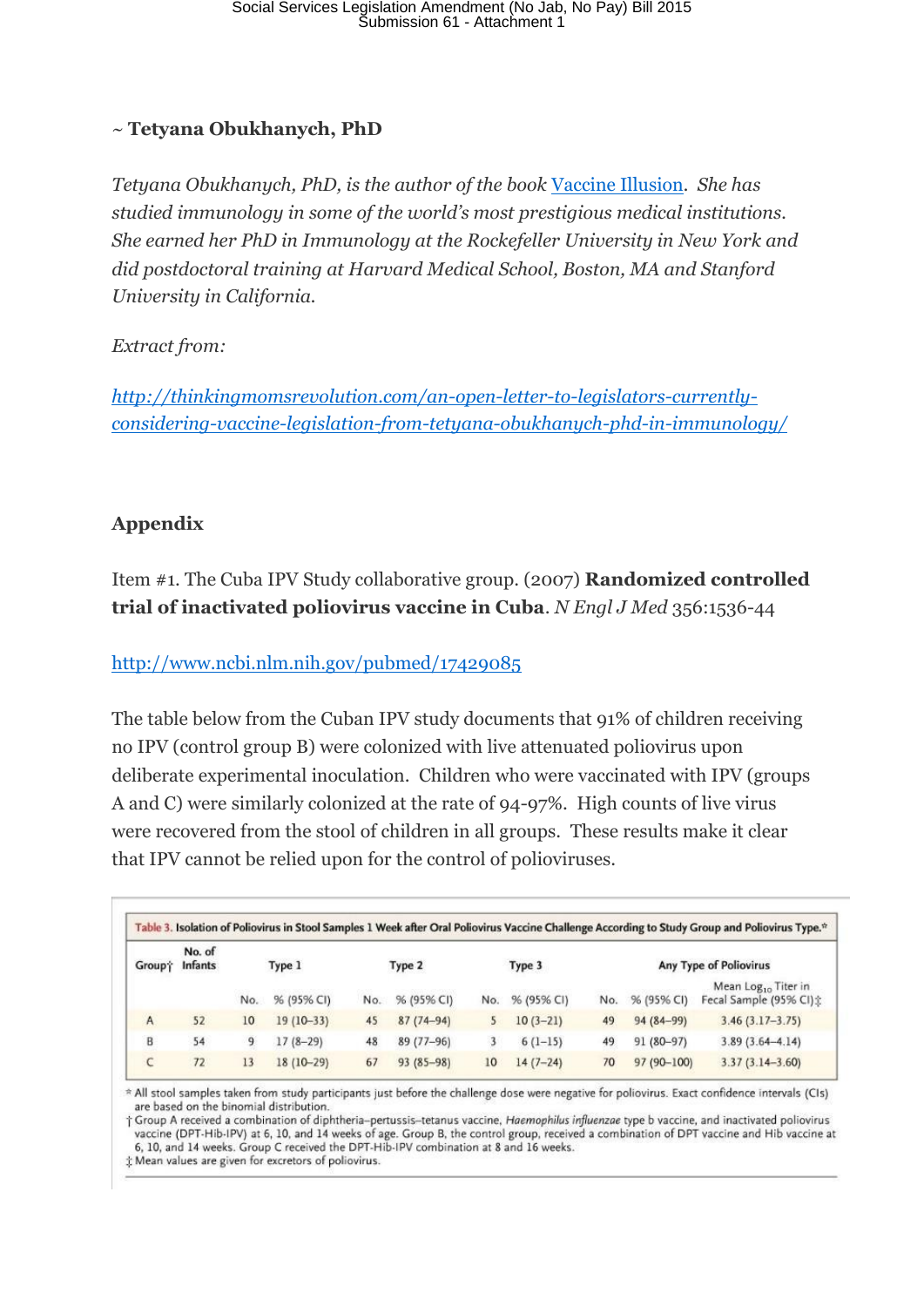~ **Tetyana Obukhanych, PhD**

*Tetyana Obukhanych, PhD, is the author of the book* [Vaccine Illusion](). *She has studied immunology in some of the world's most prestigious medical institutions. She earned her PhD in Immunology at the Rockefeller University in New York and did postdoctoral training at Harvard Medical School, Boston, MA and Stanford University in California.*

*Extract from:*

*http://thinkingmomsrevolution.com/an-open-letter-to-legislators-currently-considering-vaccine-legislation-from-tetyana-obukhanych-phd-in-immunology/*

## Appendix

Item #1. The Cuba IPV Study collaborative group. (2007) **Randomized controlled trial of inactivated poliovirus vaccine in Cuba**. *N Engl J Med* 356:1536-44

http://www.ncbi.nlm.nih.gov/pubmed/17429085

The table below from the Cuban IPV study documents that 91% of children receiving no IPV (control group B) were colonized with live attenuated poliovirus upon deliberate experimental inoculation. Children who were vaccinated with IPV (groups A and C) were similarly colonized at the rate of 94-97%. High counts of live virus were recovered from the stool of children in all groups. These results make it clear that IPV cannot be relied upon for the control of polioviruses.

**Table 3. Isolation of Poliovirus in Stool Samples 1 Week after Oral Poliovirus Vaccine Challenge According to Study Group and Poliovirus Type.***

| Group† | No. of Infants | Type 1 | | Type 2 | | Type 3 | | Any Type of Poliovirus | | |
|---|---|---|---|---|---|---|---|---|---|---|
| | | No. | % (95% CI) | No. | % (95% CI) | No. | % (95% CI) | No. | % (95% CI) | Mean $Log_{10}$ Titer in Fecal Sample (95% CI)‡ |
| A | 52 | 10 | 19 (10–33) | 45 | 87 (74–94) | 5 | 10 (3–21) | 49 | 94 (84–99) | 3.46 (3.17–3.75) |
| B | 54 | 9 | 17 (8–29) | 48 | 89 (77–96) | 3 | 6 (1–15) | 49 | 91 (80–97) | 3.89 (3.64–4.14) |
| C | 72 | 13 | 18 (10–29) | 67 | 93 (85–98) | 10 | 14 (7–24) | 70 | 97 (90–100) | 3.37 (3.14–3.60) |

\* All stool samples taken from study participants just before the challenge dose were negative for poliovirus. Exact confidence intervals (CIs) are based on the binomial distribution.

† Group A received a combination of diphtheria–pertussis–tetanus vaccine, *Haemophilus influenzae* type b vaccine, and inactivated poliovirus vaccine (DPT-Hib-IPV) at 6, 10, and 14 weeks of age. Group B, the control group, received a combination of DPT vaccine and Hib vaccine at 6, 10, and 14 weeks. Group C received the DPT-Hib-IPV combination at 8 and 16 weeks.

‡ Mean values are given for excretors of poliovirus.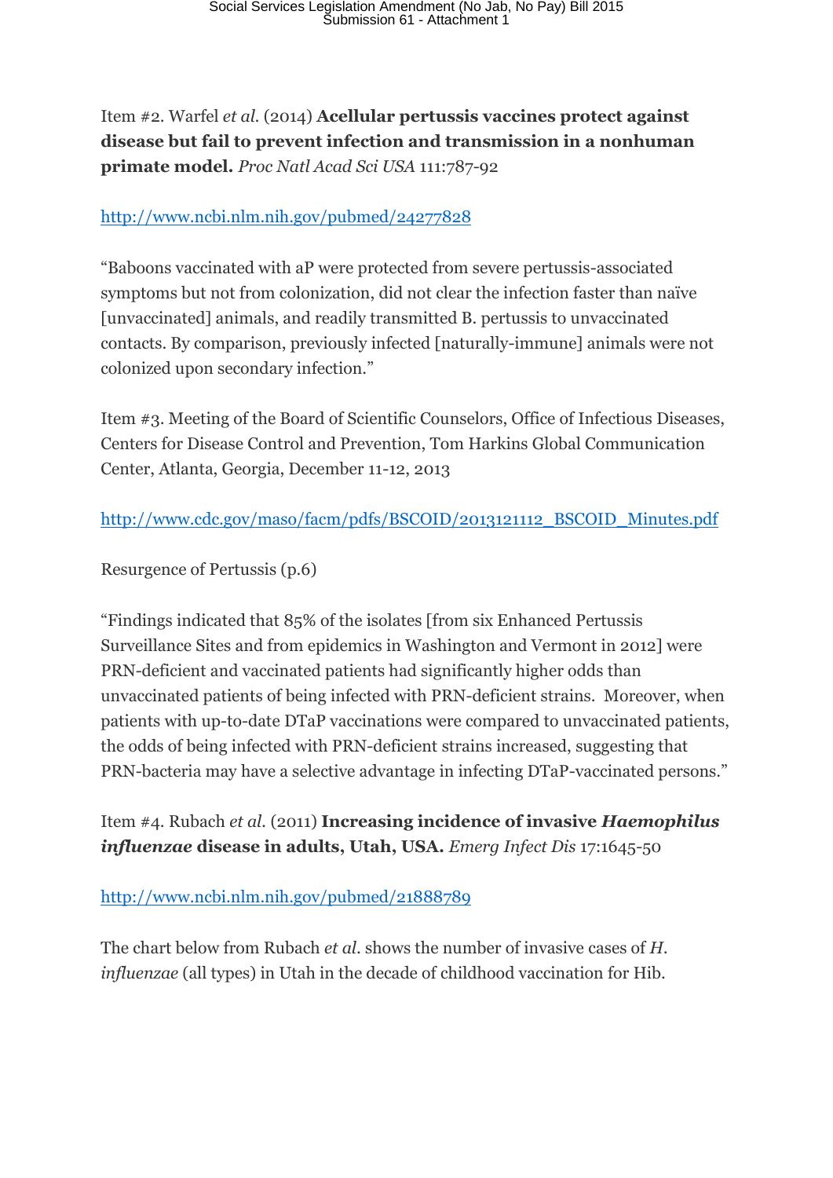Item #2. Warfel *et al.* (2014) **Acellular pertussis vaccines protect against disease but fail to prevent infection and transmission in a nonhuman primate model.** *Proc Natl Acad Sci USA* 111:787-92

http://www.ncbi.nlm.nih.gov/pubmed/24277828

"Baboons vaccinated with aP were protected from severe pertussis-associated symptoms but not from colonization, did not clear the infection faster than naïve [unvaccinated] animals, and readily transmitted B. pertussis to unvaccinated contacts. By comparison, previously infected [naturally-immune] animals were not colonized upon secondary infection."

Item #3. Meeting of the Board of Scientific Counselors, Office of Infectious Diseases, Centers for Disease Control and Prevention, Tom Harkins Global Communication Center, Atlanta, Georgia, December 11-12, 2013

http://www.cdc.gov/maso/facm/pdfs/BSCOID/2013121112_BSCOID_Minutes.pdf

Resurgence of Pertussis (p.6)

"Findings indicated that 85% of the isolates [from six Enhanced Pertussis Surveillance Sites and from epidemics in Washington and Vermont in 2012] were PRN-deficient and vaccinated patients had significantly higher odds than unvaccinated patients of being infected with PRN-deficient strains. Moreover, when patients with up-to-date DTaP vaccinations were compared to unvaccinated patients, the odds of being infected with PRN-deficient strains increased, suggesting that PRN-bacteria may have a selective advantage in infecting DTaP-vaccinated persons."

Item #4. Rubach *et al.* (2011) **Increasing incidence of invasive *Haemophilus influenzae* disease in adults, Utah, USA.** *Emerg Infect Dis* 17:1645-50

http://www.ncbi.nlm.nih.gov/pubmed/21888789

The chart below from Rubach *et al.* shows the number of invasive cases of *H. influenzae* (all types) in Utah in the decade of childhood vaccination for Hib.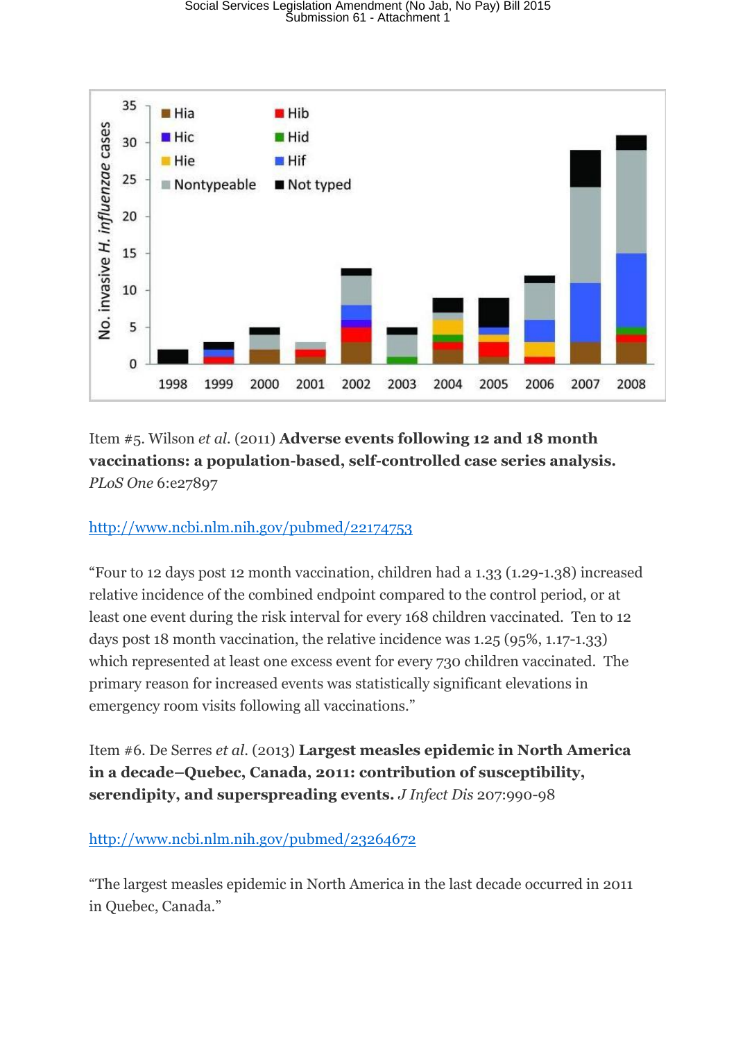Item #5. Wilson *et al.* (2011) **Adverse events following 12 and 18 month vaccinations: a population-based, self-controlled case series analysis.** *PLoS One* 6:e27897

http://www.ncbi.nlm.nih.gov/pubmed/22174753

"Four to 12 days post 12 month vaccination, children had a 1.33 (1.29-1.38) increased relative incidence of the combined endpoint compared to the control period, or at least one event during the risk interval for every 168 children vaccinated. Ten to 12 days post 18 month vaccination, the relative incidence was 1.25 (95%, 1.17-1.33) which represented at least one excess event for every 730 children vaccinated. The primary reason for increased events was statistically significant elevations in emergency room visits following all vaccinations."

Item #6. De Serres *et al.* (2013) **Largest measles epidemic in North America in a decade–Quebec, Canada, 2011: contribution of susceptibility, serendipity, and superspreading events.** *J Infect Dis* 207:990-98

http://www.ncbi.nlm.nih.gov/pubmed/23264672

"The largest measles epidemic in North America in the last decade occurred in 2011 in Quebec, Canada."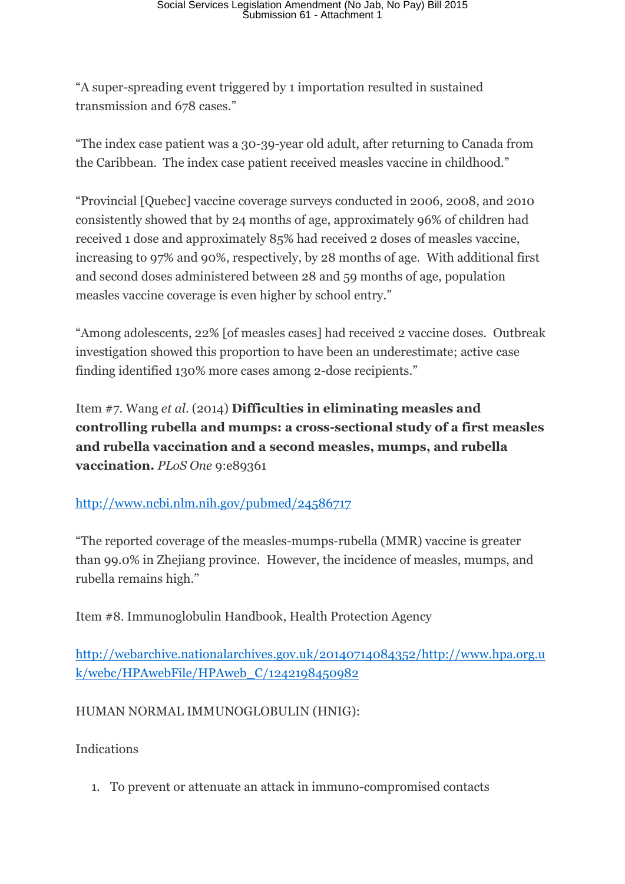"A super-spreading event triggered by 1 importation resulted in sustained transmission and 678 cases."

"The index case patient was a 30-39-year old adult, after returning to Canada from the Caribbean. The index case patient received measles vaccine in childhood."

"Provincial [Quebec] vaccine coverage surveys conducted in 2006, 2008, and 2010 consistently showed that by 24 months of age, approximately 96% of children had received 1 dose and approximately 85% had received 2 doses of measles vaccine, increasing to 97% and 90%, respectively, by 28 months of age. With additional first and second doses administered between 28 and 59 months of age, population measles vaccine coverage is even higher by school entry."

"Among adolescents, 22% [of measles cases] had received 2 vaccine doses. Outbreak investigation showed this proportion to have been an underestimate; active case finding identified 130% more cases among 2-dose recipients."

Item #7. Wang *et al.* (2014) **Difficulties in eliminating measles and controlling rubella and mumps: a cross-sectional study of a first measles and rubella vaccination and a second measles, mumps, and rubella vaccination.** *PLoS One* 9:e89361

http://www.ncbi.nlm.nih.gov/pubmed/24586717

"The reported coverage of the measles-mumps-rubella (MMR) vaccine is greater than 99.0% in Zhejiang province. However, the incidence of measles, mumps, and rubella remains high."

Item #8. Immunoglobulin Handbook, Health Protection Agency

http://webarchive.nationalarchives.gov.uk/20140714084352/http://www.hpa.org.uk/webc/HPAwebFile/HPAweb_C/1242198450982

HUMAN NORMAL IMMUNOGLOBULIN (HNIG):

Indications

1. To prevent or attenuate an attack in immuno-compromised contacts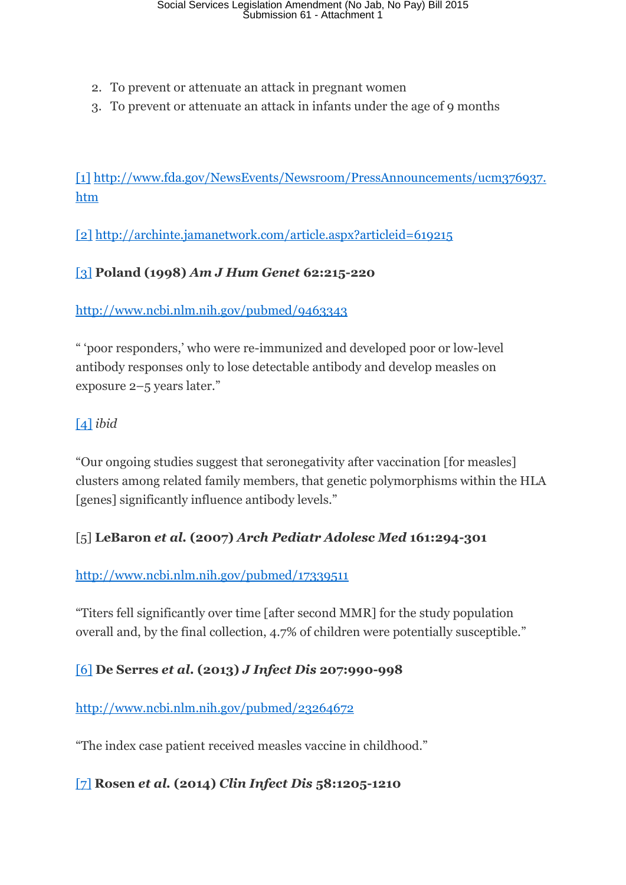2. To prevent or attenuate an attack in pregnant women
3. To prevent or attenuate an attack in infants under the age of 9 months

[1] http://www.fda.gov/NewsEvents/Newsroom/PressAnnouncements/ucm376937.htm

[2] http://archinte.jamanetwork.com/article.aspx?articleid=619215

[3] **Poland (1998)** ***Am J Hum Genet*** **62:215-220**

http://www.ncbi.nlm.nih.gov/pubmed/9463343

" 'poor responders,' who were re-immunized and developed poor or low-level antibody responses only to lose detectable antibody and develop measles on exposure 2–5 years later."

[4] *ibid*

"Our ongoing studies suggest that seronegativity after vaccination [for measles] clusters among related family members, that genetic polymorphisms within the HLA [genes] significantly influence antibody levels."

[5] **LeBaron** ***et al.*** **(2007)** ***Arch Pediatr Adolesc Med*** **161:294-301**

http://www.ncbi.nlm.nih.gov/pubmed/17339511

"Titers fell significantly over time [after second MMR] for the study population overall and, by the final collection, 4.7% of children were potentially susceptible."

[6] **De Serres** ***et al.*** **(2013)** ***J Infect Dis*** **207:990-998**

http://www.ncbi.nlm.nih.gov/pubmed/23264672

"The index case patient received measles vaccine in childhood."

[7] **Rosen** ***et al.*** **(2014)** ***Clin Infect Dis*** **58:1205-1210**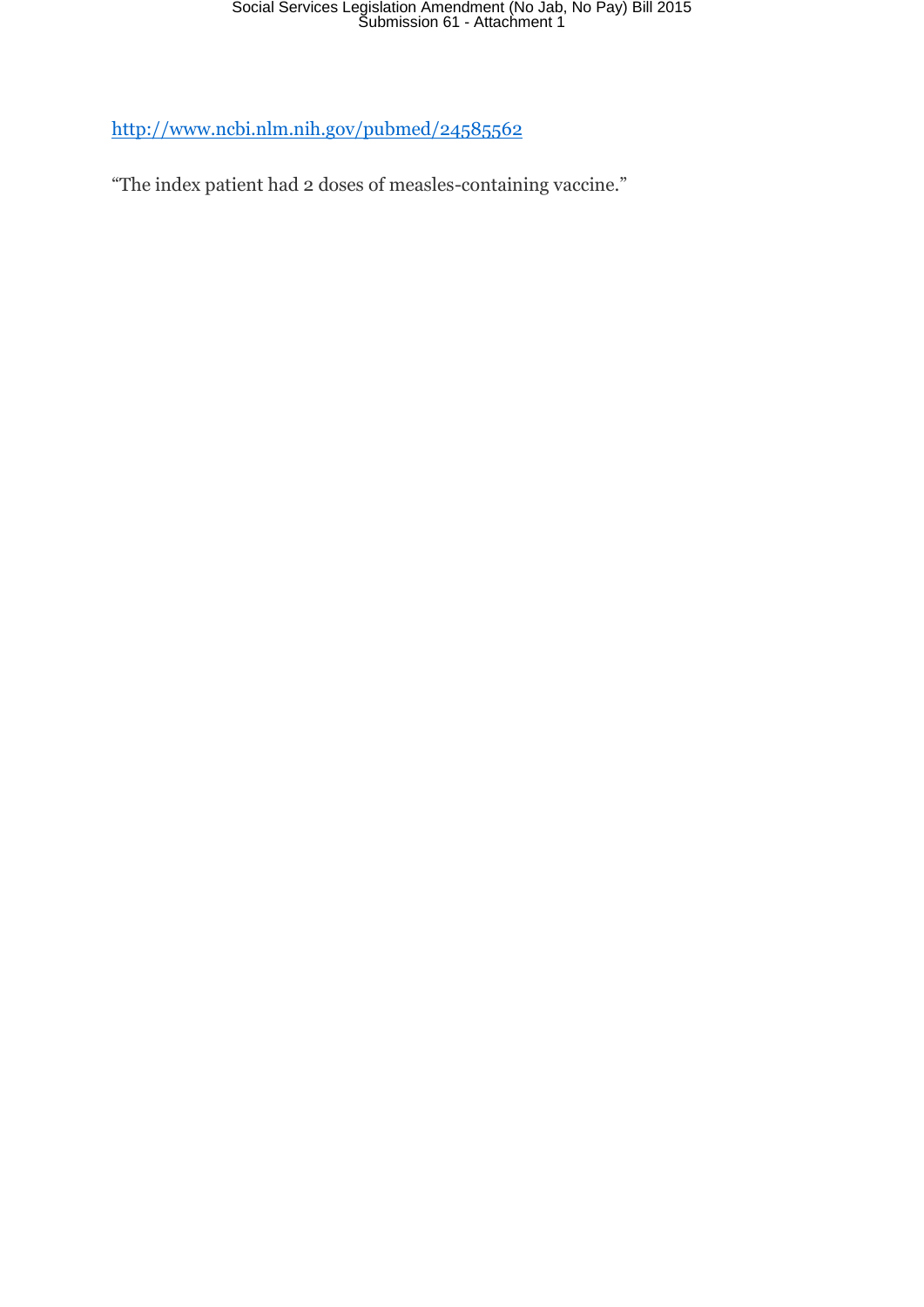http://www.ncbi.nlm.nih.gov/pubmed/24585562

"The index patient had 2 doses of measles-containing vaccine."